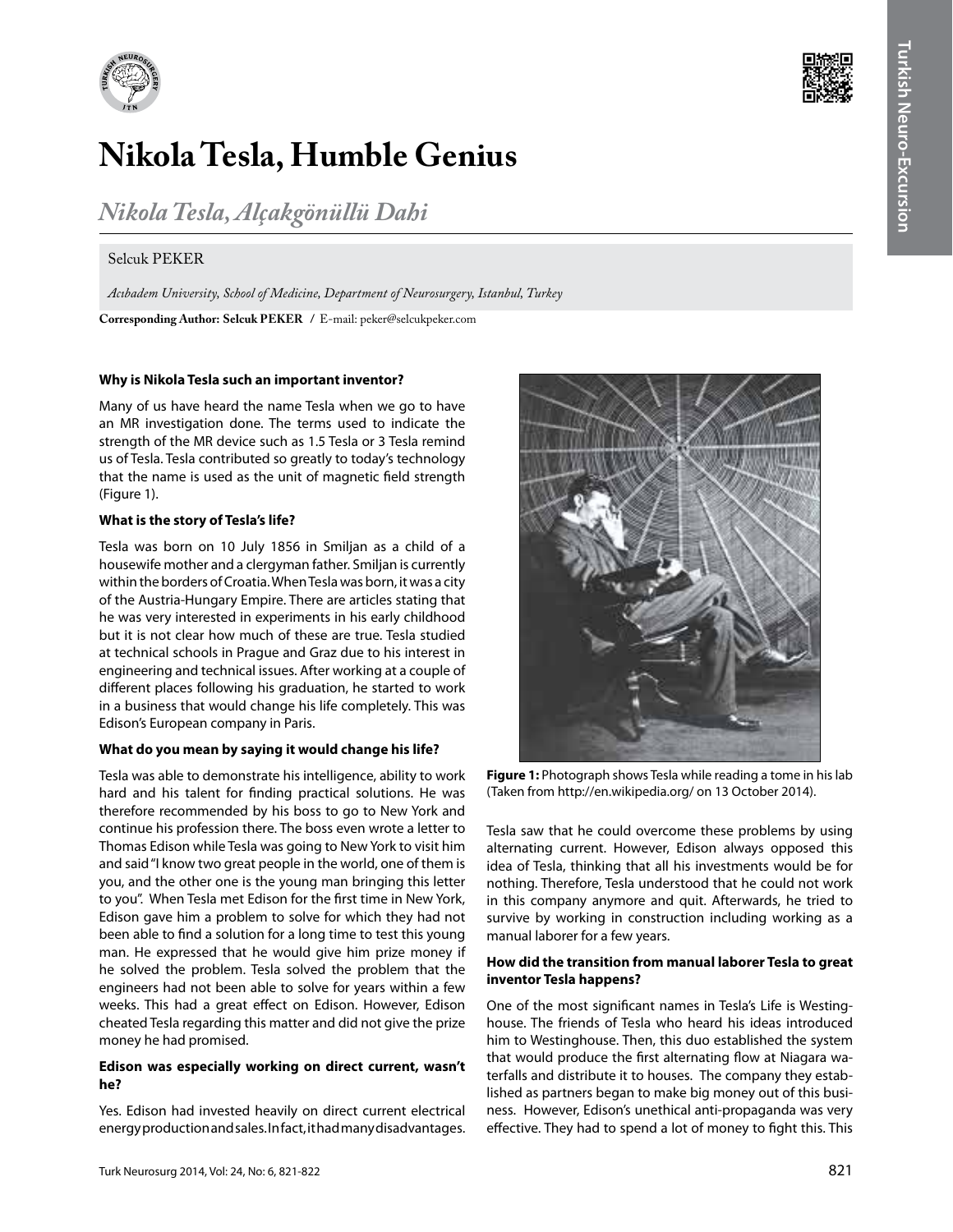# Nikola Tesla, Humble Genius

## *Nikola Tesla, Alçakgönüllü Dahi*

Selcuk PEKER

*Acıbadem University, School of Medicine, Department of Neurosurgery, Istanbul, Turkey*

**Corresponding Author: Selcuk PEKER** / E-mail: peker@selcukpeker.com

**Why is Nikola Tesla such an important inventor?**

Many of us have heard the name Tesla when we go to have an MR investigation done. The terms used to indicate the strength of the MR device such as 1.5 Tesla or 3 Tesla remind us of Tesla. Tesla contributed so greatly to today's technology that the name is used as the unit of magnetic field strength (Figure 1).

**What is the story of Tesla's life?**

Tesla was born on 10 July 1856 in Smiljan as a child of a housewife mother and a clergyman father. Smiljan is currently within the borders of Croatia. When Tesla was born, it was a city of the Austria-Hungary Empire. There are articles stating that he was very interested in experiments in his early childhood but it is not clear how much of these are true. Tesla studied at technical schools in Prague and Graz due to his interest in engineering and technical issues. After working at a couple of different places following his graduation, he started to work in a business that would change his life completely. This was Edison's European company in Paris.

**What do you mean by saying it would change his life?**

Tesla was able to demonstrate his intelligence, ability to work hard and his talent for finding practical solutions. He was therefore recommended by his boss to go to New York and continue his profession there. The boss even wrote a letter to Thomas Edison while Tesla was going to New York to visit him and said "I know two great people in the world, one of them is you, and the other one is the young man bringing this letter to you". When Tesla met Edison for the first time in New York, Edison gave him a problem to solve for which they had not been able to find a solution for a long time to test this young man. He expressed that he would give him prize money if he solved the problem. Tesla solved the problem that the engineers had not been able to solve for years within a few weeks. This had a great effect on Edison. However, Edison cheated Tesla regarding this matter and did not give the prize money he had promised.

**Edison was especially working on direct current, wasn't he?**

Yes. Edison had invested heavily on direct current electrical energy production and sales. In fact, it had many disadvantages.

**Figure 1:** Photograph shows Tesla while reading a tome in his lab (Taken from http://en.wikipedia.org/ on 13 October 2014).

Tesla saw that he could overcome these problems by using alternating current. However, Edison always opposed this idea of Tesla, thinking that all his investments would be for nothing. Therefore, Tesla understood that he could not work in this company anymore and quit. Afterwards, he tried to survive by working in construction including working as a manual laborer for a few years.

**How did the transition from manual laborer Tesla to great inventor Tesla happens?**

One of the most significant names in Tesla's Life is Westinghouse. The friends of Tesla who heard his ideas introduced him to Westinghouse. Then, this duo established the system that would produce the first alternating flow at Niagara waterfalls and distribute it to houses. The company they established as partners began to make big money out of this business. However, Edison's unethical anti-propaganda was very effective. They had to spend a lot of money to fight this. This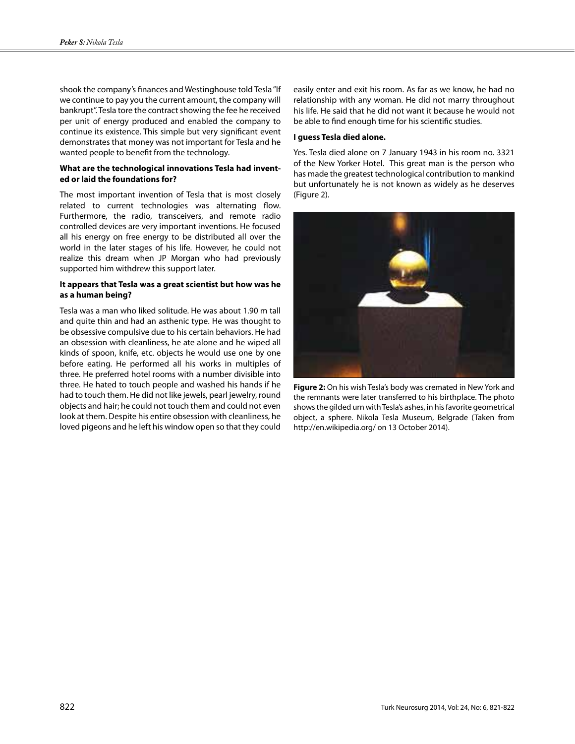shook the company's finances and Westinghouse told Tesla "If we continue to pay you the current amount, the company will bankrupt". Tesla tore the contract showing the fee he received per unit of energy produced and enabled the company to continue its existence. This simple but very significant event demonstrates that money was not important for Tesla and he wanted people to benefit from the technology.

**What are the technological innovations Tesla had invented or laid the foundations for?**

The most important invention of Tesla that is most closely related to current technologies was alternating flow. Furthermore, the radio, transceivers, and remote radio controlled devices are very important inventions. He focused all his energy on free energy to be distributed all over the world in the later stages of his life. However, he could not realize this dream when JP Morgan who had previously supported him withdrew this support later.

**It appears that Tesla was a great scientist but how was he as a human being?**

Tesla was a man who liked solitude. He was about 1.90 m tall and quite thin and had an asthenic type. He was thought to be obsessive compulsive due to his certain behaviors. He had an obsession with cleanliness, he ate alone and he wiped all kinds of spoon, knife, etc. objects he would use one by one before eating. He performed all his works in multiples of three. He preferred hotel rooms with a number divisible into three. He hated to touch people and washed his hands if he had to touch them. He did not like jewels, pearl jewelry, round objects and hair; he could not touch them and could not even look at them. Despite his entire obsession with cleanliness, he loved pigeons and he left his window open so that they could easily enter and exit his room. As far as we know, he had no relationship with any woman. He did not marry throughout his life. He said that he did not want it because he would not be able to find enough time for his scientific studies.

**I guess Tesla died alone.**

Yes. Tesla died alone on 7 January 1943 in his room no. 3321 of the New Yorker Hotel. This great man is the person who has made the greatest technological contribution to mankind but unfortunately he is not known as widely as he deserves (Figure 2).

**Figure 2:** On his wish Tesla's body was cremated in New York and the remnants were later transferred to his birthplace. The photo shows the gilded urn with Tesla's ashes, in his favorite geometrical object, a sphere. Nikola Tesla Museum, Belgrade (Taken from http://en.wikipedia.org/ on 13 October 2014).